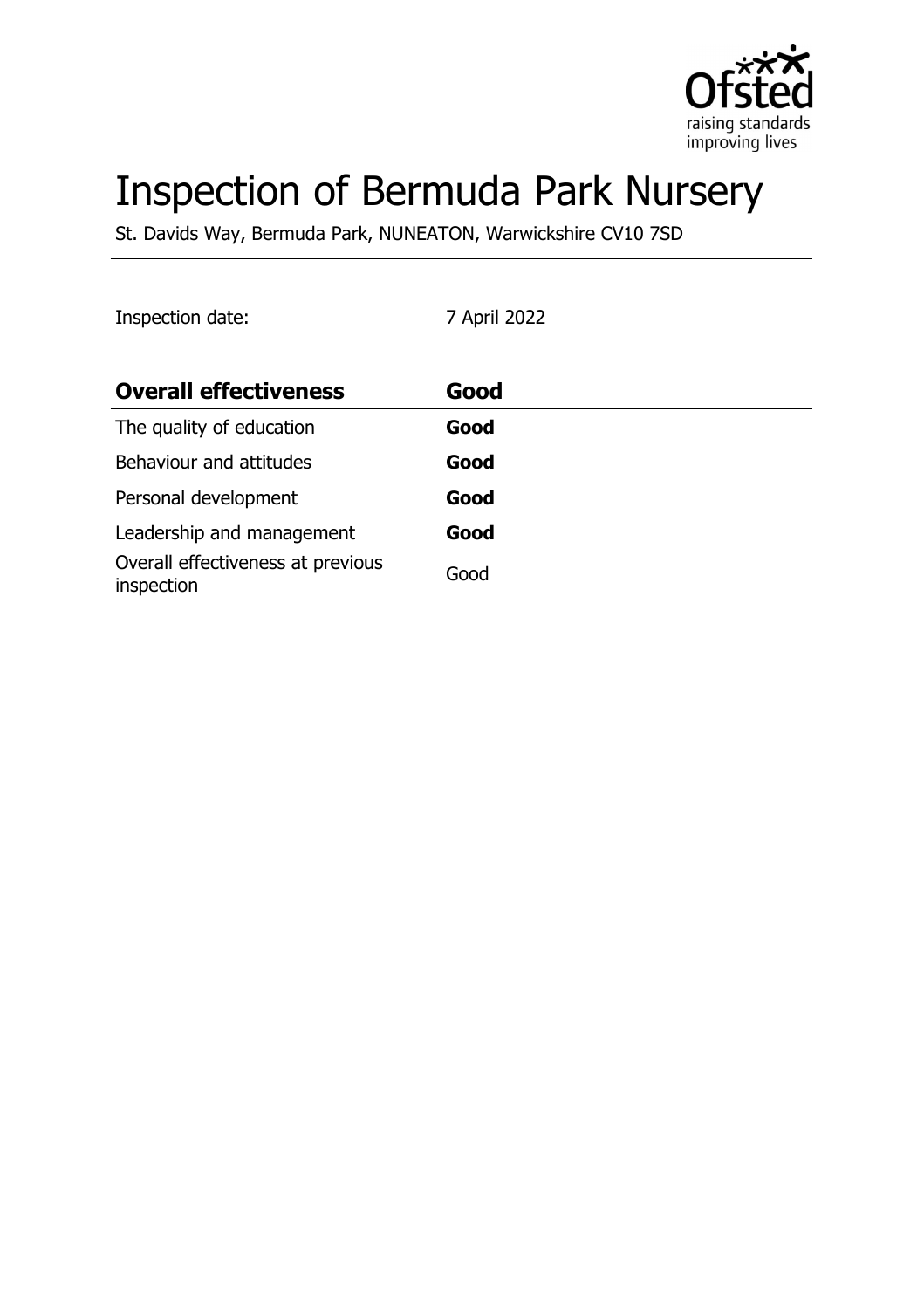# Inspection of Bermuda Park Nursery

St. Davids Way, Bermuda Park, NUNEATON, Warwickshire CV10 7SD

Inspection date: 7 April 2022

| **Overall effectiveness** | **Good** |
| --- | --- |
| The quality of education | **Good** |
| Behaviour and attitudes | **Good** |
| Personal development | **Good** |
| Leadership and management | **Good** |
| Overall effectiveness at previous inspection | Good |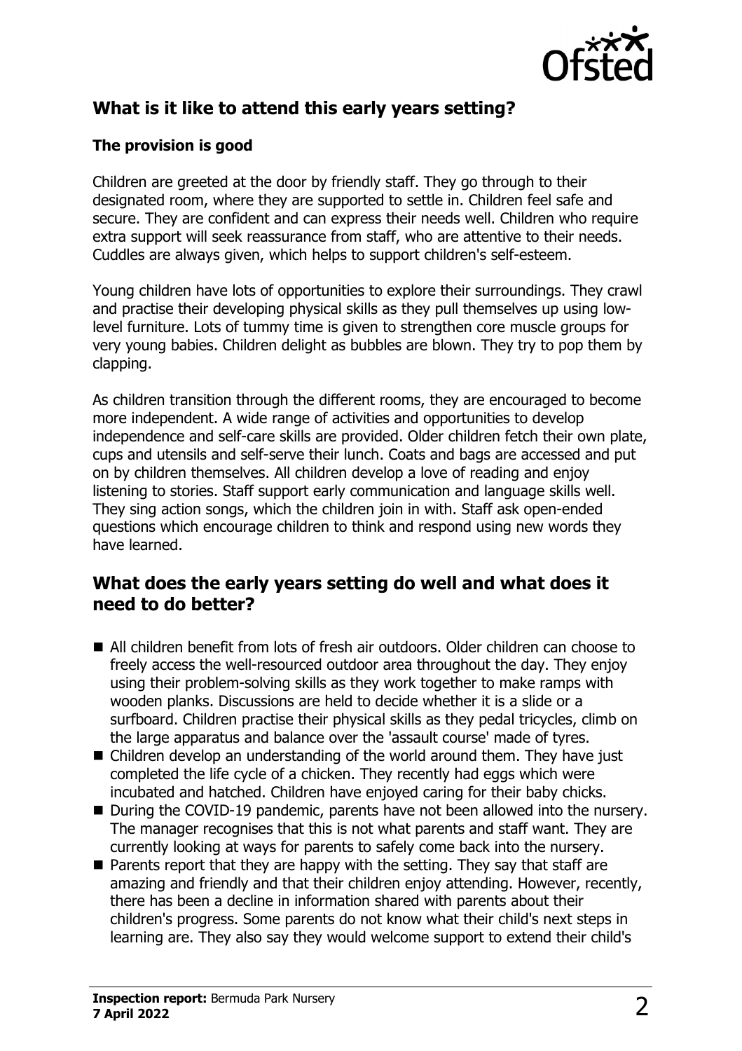## What is it like to attend this early years setting?

### The provision is good

Children are greeted at the door by friendly staff. They go through to their designated room, where they are supported to settle in. Children feel safe and secure. They are confident and can express their needs well. Children who require extra support will seek reassurance from staff, who are attentive to their needs. Cuddles are always given, which helps to support children's self-esteem.

Young children have lots of opportunities to explore their surroundings. They crawl and practise their developing physical skills as they pull themselves up using low-level furniture. Lots of tummy time is given to strengthen core muscle groups for very young babies. Children delight as bubbles are blown. They try to pop them by clapping.

As children transition through the different rooms, they are encouraged to become more independent. A wide range of activities and opportunities to develop independence and self-care skills are provided. Older children fetch their own plate, cups and utensils and self-serve their lunch. Coats and bags are accessed and put on by children themselves. All children develop a love of reading and enjoy listening to stories. Staff support early communication and language skills well. They sing action songs, which the children join in with. Staff ask open-ended questions which encourage children to think and respond using new words they have learned.

## What does the early years setting do well and what does it need to do better?

- All children benefit from lots of fresh air outdoors. Older children can choose to freely access the well-resourced outdoor area throughout the day. They enjoy using their problem-solving skills as they work together to make ramps with wooden planks. Discussions are held to decide whether it is a slide or a surfboard. Children practise their physical skills as they pedal tricycles, climb on the large apparatus and balance over the 'assault course' made of tyres.
- Children develop an understanding of the world around them. They have just completed the life cycle of a chicken. They recently had eggs which were incubated and hatched. Children have enjoyed caring for their baby chicks.
- During the COVID-19 pandemic, parents have not been allowed into the nursery. The manager recognises that this is not what parents and staff want. They are currently looking at ways for parents to safely come back into the nursery.
- Parents report that they are happy with the setting. They say that staff are amazing and friendly and that their children enjoy attending. However, recently, there has been a decline in information shared with parents about their children's progress. Some parents do not know what their child's next steps in learning are. They also say they would welcome support to extend their child's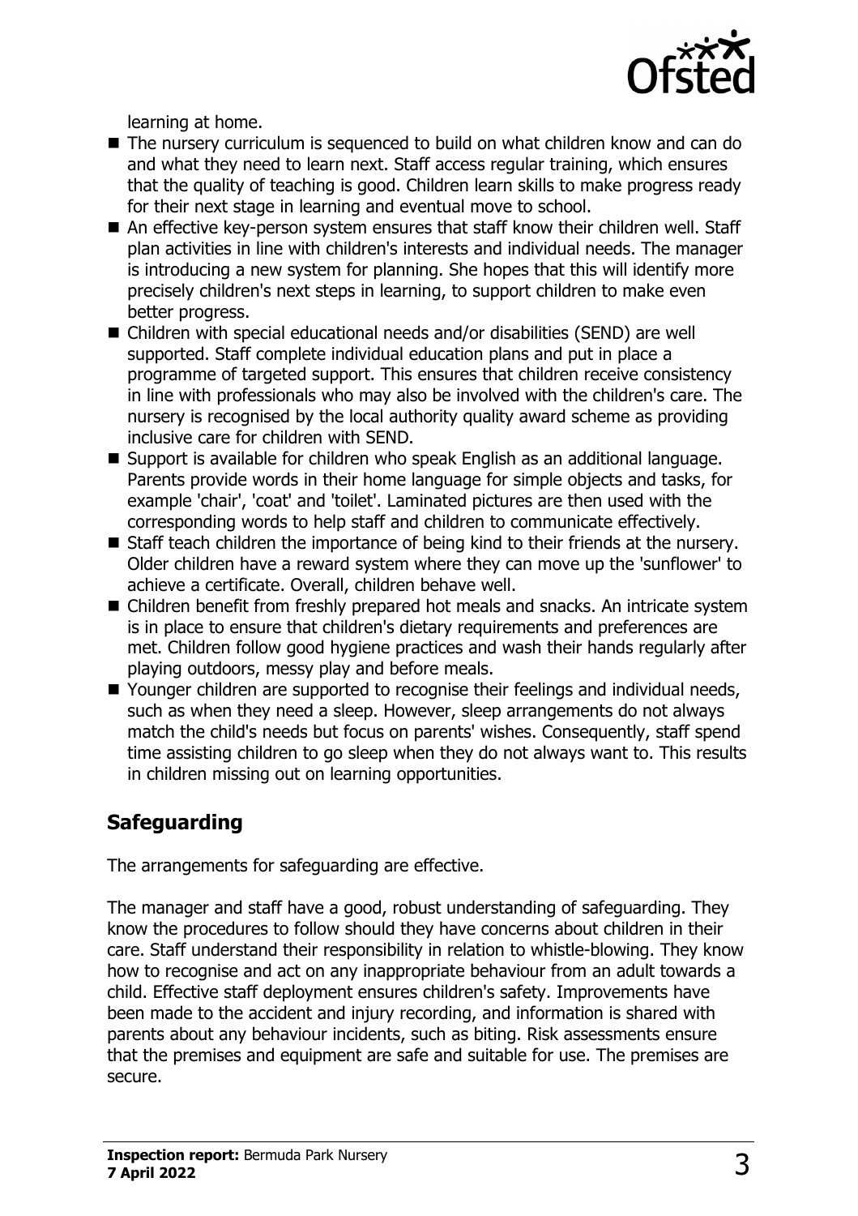learning at home.

- The nursery curriculum is sequenced to build on what children know and can do and what they need to learn next. Staff access regular training, which ensures that the quality of teaching is good. Children learn skills to make progress ready for their next stage in learning and eventual move to school.
- An effective key-person system ensures that staff know their children well. Staff plan activities in line with children's interests and individual needs. The manager is introducing a new system for planning. She hopes that this will identify more precisely children's next steps in learning, to support children to make even better progress.
- Children with special educational needs and/or disabilities (SEND) are well supported. Staff complete individual education plans and put in place a programme of targeted support. This ensures that children receive consistency in line with professionals who may also be involved with the children's care. The nursery is recognised by the local authority quality award scheme as providing inclusive care for children with SEND.
- Support is available for children who speak English as an additional language. Parents provide words in their home language for simple objects and tasks, for example 'chair', 'coat' and 'toilet'. Laminated pictures are then used with the corresponding words to help staff and children to communicate effectively.
- Staff teach children the importance of being kind to their friends at the nursery. Older children have a reward system where they can move up the 'sunflower' to achieve a certificate. Overall, children behave well.
- Children benefit from freshly prepared hot meals and snacks. An intricate system is in place to ensure that children's dietary requirements and preferences are met. Children follow good hygiene practices and wash their hands regularly after playing outdoors, messy play and before meals.
- Younger children are supported to recognise their feelings and individual needs, such as when they need a sleep. However, sleep arrangements do not always match the child's needs but focus on parents' wishes. Consequently, staff spend time assisting children to go sleep when they do not always want to. This results in children missing out on learning opportunities.

## Safeguarding

The arrangements for safeguarding are effective.

The manager and staff have a good, robust understanding of safeguarding. They know the procedures to follow should they have concerns about children in their care. Staff understand their responsibility in relation to whistle-blowing. They know how to recognise and act on any inappropriate behaviour from an adult towards a child. Effective staff deployment ensures children's safety. Improvements have been made to the accident and injury recording, and information is shared with parents about any behaviour incidents, such as biting. Risk assessments ensure that the premises and equipment are safe and suitable for use. The premises are secure.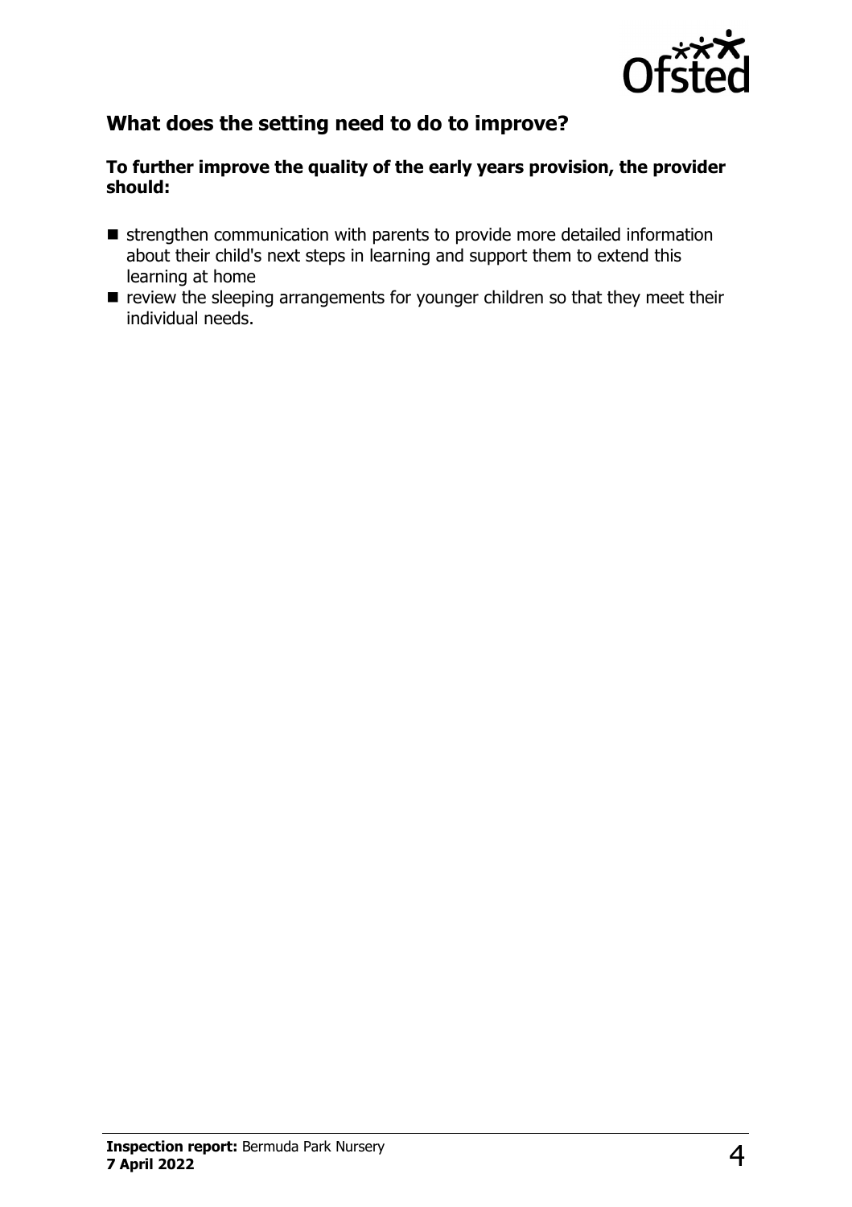## What does the setting need to do to improve?

**To further improve the quality of the early years provision, the provider should:**

- strengthen communication with parents to provide more detailed information about their child's next steps in learning and support them to extend this learning at home
- review the sleeping arrangements for younger children so that they meet their individual needs.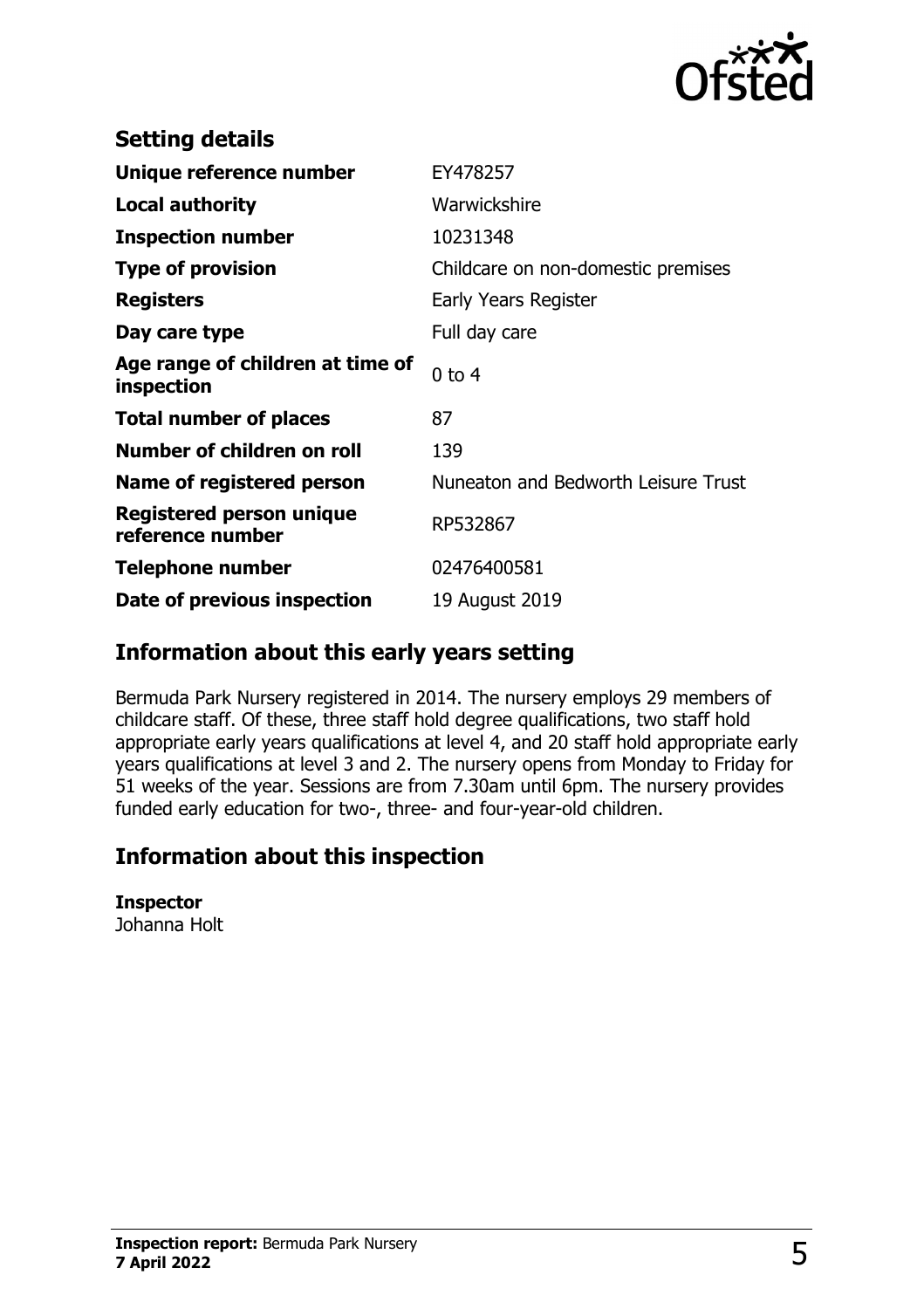## Setting details

| | |
|---|---|
| **Unique reference number** | EY478257 |
| **Local authority** | Warwickshire |
| **Inspection number** | 10231348 |
| **Type of provision** | Childcare on non-domestic premises |
| **Registers** | Early Years Register |
| **Day care type** | Full day care |
| **Age range of children at time of inspection** | 0 to 4 |
| **Total number of places** | 87 |
| **Number of children on roll** | 139 |
| **Name of registered person** | Nuneaton and Bedworth Leisure Trust |
| **Registered person unique reference number** | RP532867 |
| **Telephone number** | 02476400581 |
| **Date of previous inspection** | 19 August 2019 |

## Information about this early years setting

Bermuda Park Nursery registered in 2014. The nursery employs 29 members of childcare staff. Of these, three staff hold degree qualifications, two staff hold appropriate early years qualifications at level 4, and 20 staff hold appropriate early years qualifications at level 3 and 2. The nursery opens from Monday to Friday for 51 weeks of the year. Sessions are from 7.30am until 6pm. The nursery provides funded early education for two-, three- and four-year-old children.

## Information about this inspection

**Inspector**
Johanna Holt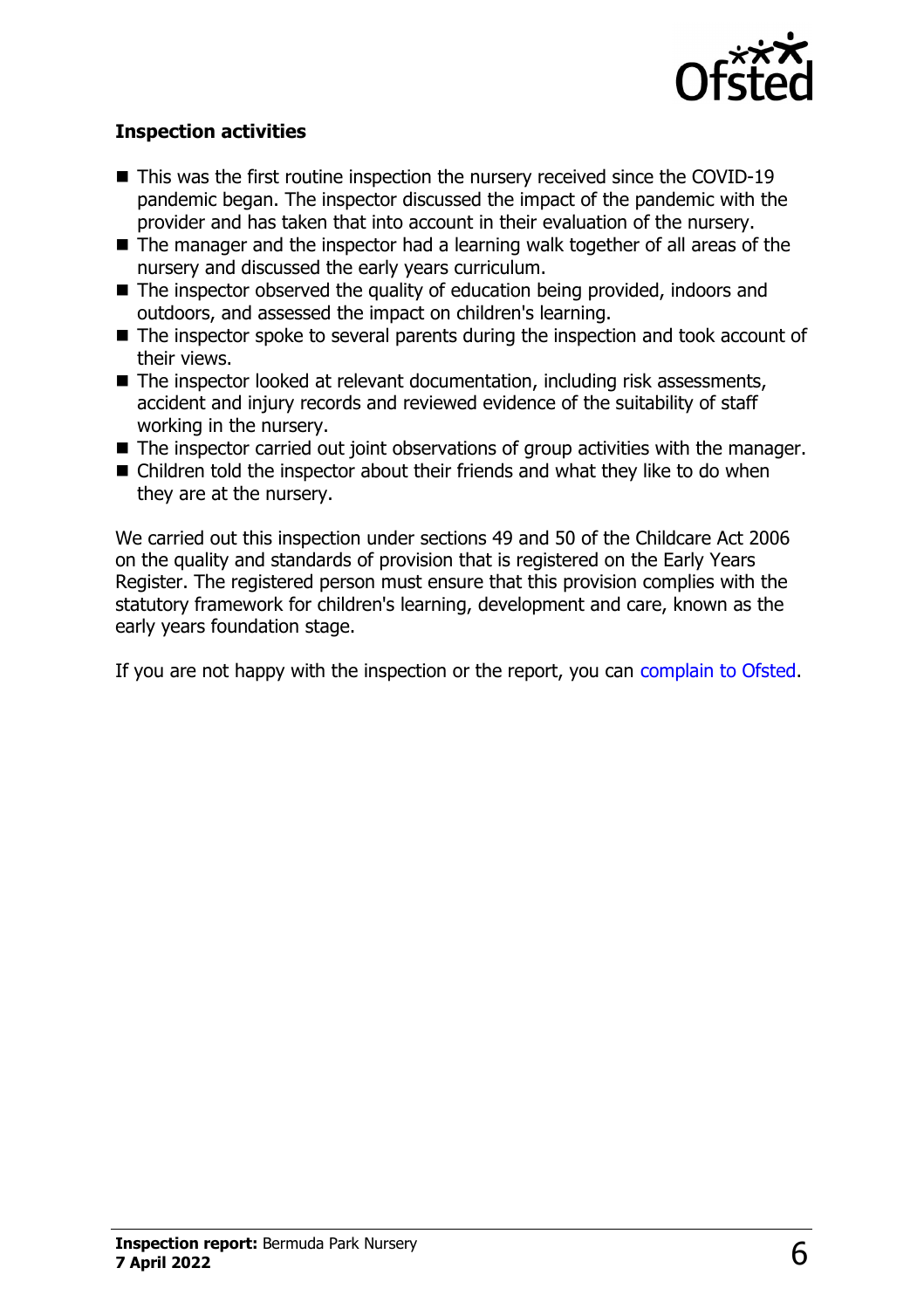### Inspection activities

- This was the first routine inspection the nursery received since the COVID-19 pandemic began. The inspector discussed the impact of the pandemic with the provider and has taken that into account in their evaluation of the nursery.
- The manager and the inspector had a learning walk together of all areas of the nursery and discussed the early years curriculum.
- The inspector observed the quality of education being provided, indoors and outdoors, and assessed the impact on children's learning.
- The inspector spoke to several parents during the inspection and took account of their views.
- The inspector looked at relevant documentation, including risk assessments, accident and injury records and reviewed evidence of the suitability of staff working in the nursery.
- The inspector carried out joint observations of group activities with the manager.
- Children told the inspector about their friends and what they like to do when they are at the nursery.

We carried out this inspection under sections 49 and 50 of the Childcare Act 2006 on the quality and standards of provision that is registered on the Early Years Register. The registered person must ensure that this provision complies with the statutory framework for children's learning, development and care, known as the early years foundation stage.

If you are not happy with the inspection or the report, you can complain to Ofsted.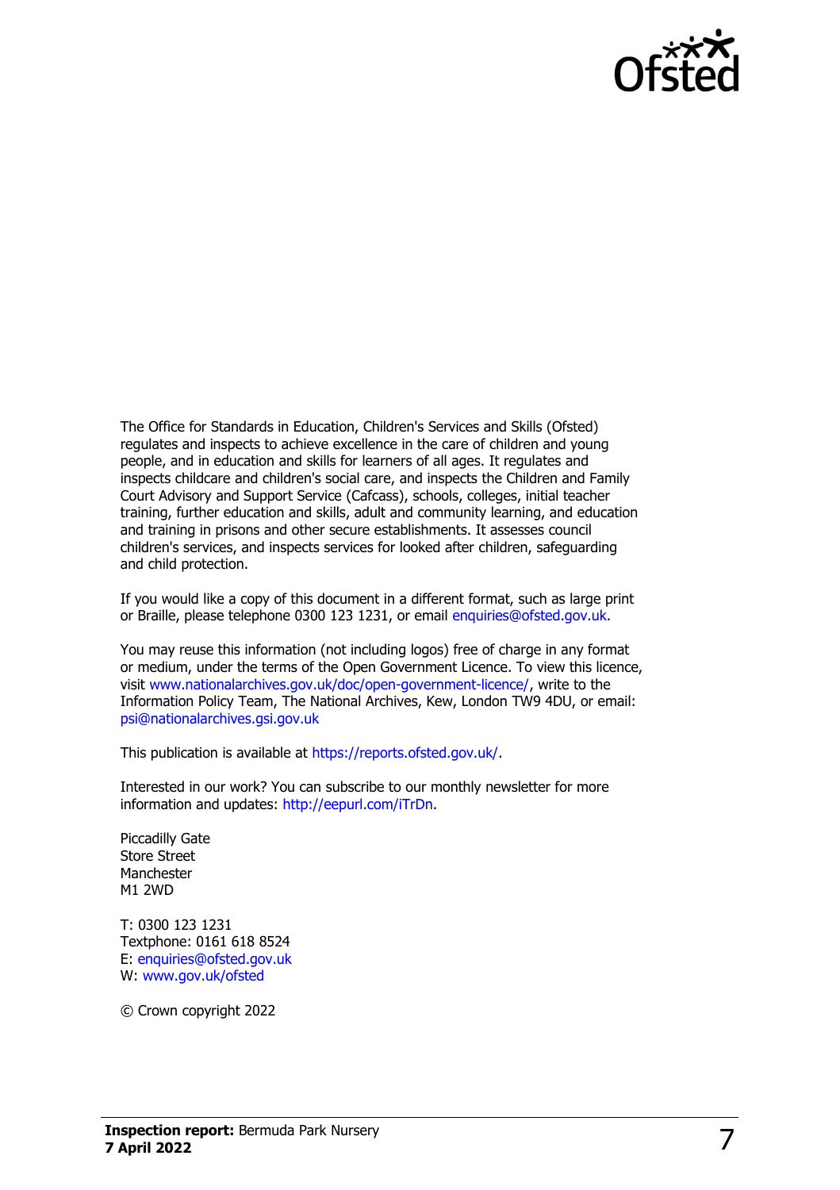The Office for Standards in Education, Children's Services and Skills (Ofsted) regulates and inspects to achieve excellence in the care of children and young people, and in education and skills for learners of all ages. It regulates and inspects childcare and children's social care, and inspects the Children and Family Court Advisory and Support Service (Cafcass), schools, colleges, initial teacher training, further education and skills, adult and community learning, and education and training in prisons and other secure establishments. It assesses council children's services, and inspects services for looked after children, safeguarding and child protection.

If you would like a copy of this document in a different format, such as large print or Braille, please telephone 0300 123 1231, or email enquiries@ofsted.gov.uk.

You may reuse this information (not including logos) free of charge in any format or medium, under the terms of the Open Government Licence. To view this licence, visit www.nationalarchives.gov.uk/doc/open-government-licence/, write to the Information Policy Team, The National Archives, Kew, London TW9 4DU, or email: psi@nationalarchives.gsi.gov.uk

This publication is available at https://reports.ofsted.gov.uk/.

Interested in our work? You can subscribe to our monthly newsletter for more information and updates: http://eepurl.com/iTrDn.

Piccadilly Gate
Store Street
Manchester
M1 2WD

T: 0300 123 1231
Textphone: 0161 618 8524
E: enquiries@ofsted.gov.uk
W: www.gov.uk/ofsted

© Crown copyright 2022